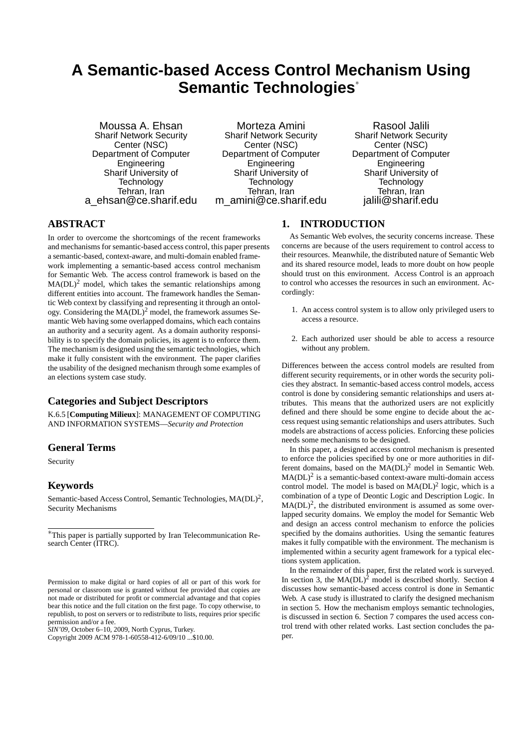# A Semantic-based Access Control Mechanism Using Semantic Technologies*

Moussa A. Ehsan
Sharif Network Security Center (NSC)
Department of Computer Engineering
Sharif University of Technology
Tehran, Iran
a_ehsan@ce.sharif.edu

Morteza Amini
Sharif Network Security Center (NSC)
Department of Computer Engineering
Sharif University of Technology
Tehran, Iran
m_amini@ce.sharif.edu

Rasool Jalili
Sharif Network Security Center (NSC)
Department of Computer Engineering
Sharif University of Technology
Tehran, Iran
jalili@sharif.edu

## ABSTRACT

In order to overcome the shortcomings of the recent frameworks and mechanisms for semantic-based access control, this paper presents a semantic-based, context-aware, and multi-domain enabled framework implementing a semantic-based access control mechanism for Semantic Web. The access control framework is based on the MA(DL)$^2$ model, which takes the semantic relationships among different entities into account. The framework handles the Semantic Web context by classifying and representing it through an ontology. Considering the MA(DL)$^2$ model, the framework assumes Semantic Web having some overlapped domains, which each contains an authority and a security agent. As a domain authority responsibility is to specify the domain policies, its agent is to enforce them. The mechanism is designed using the semantic technologies, which make it fully consistent with the environment. The paper clarifies the usability of the designed mechanism through some examples of an elections system case study.

## Categories and Subject Descriptors

K.6.5 [**Computing Milieux**]: MANAGEMENT OF COMPUTING AND INFORMATION SYSTEMS—*Security and Protection*

## General Terms

Security

## Keywords

Semantic-based Access Control, Semantic Technologies, MA(DL)$^2$, Security Mechanisms

*This paper is partially supported by Iran Telecommunication Research Center (ITRC).

Permission to make digital or hard copies of all or part of this work for personal or classroom use is granted without fee provided that copies are not made or distributed for profit or commercial advantage and that copies bear this notice and the full citation on the first page. To copy otherwise, to republish, to post on servers or to redistribute to lists, requires prior specific permission and/or a fee.
*SIN'09*, October 6–10, 2009, North Cyprus, Turkey.
Copyright 2009 ACM 978-1-60558-412-6/09/10 ...$10.00.

## 1. INTRODUCTION

As Semantic Web evolves, the security concerns increase. These concerns are because of the users requirement to control access to their resources. Meanwhile, the distributed nature of Semantic Web and its shared resource model, leads to more doubt on how people should trust on this environment. Access Control is an approach to control who accesses the resources in such an environment. Accordingly:

1. An access control system is to allow only privileged users to access a resource.
2. Each authorized user should be able to access a resource without any problem.

Differences between the access control models are resulted from different security requirements, or in other words the security policies they abstract. In semantic-based access control models, access control is done by considering semantic relationships and users attributes. This means that the authorized users are not explicitly defined and there should be some engine to decide about the access request using semantic relationships and users attributes. Such models are abstractions of access policies. Enforcing these policies needs some mechanisms to be designed.

In this paper, a designed access control mechanism is presented to enforce the policies specified by one or more authorities in different domains, based on the MA(DL)$^2$ model in Semantic Web. MA(DL)$^2$ is a semantic-based context-aware multi-domain access control model. The model is based on MA(DL)$^2$ logic, which is a combination of a type of Deontic Logic and Description Logic. In MA(DL)$^2$, the distributed environment is assumed as some overlapped security domains. We employ the model for Semantic Web and design an access control mechanism to enforce the policies specified by the domains authorities. Using the semantic features makes it fully compatible with the environment. The mechanism is implemented within a security agent framework for a typical elections system application.

In the remainder of this paper, first the related work is surveyed. In section 3, the MA(DL)$^2$ model is described shortly. Section 4 discusses how semantic-based access control is done in Semantic Web. A case study is illustrated to clarify the designed mechanism in section 5. How the mechanism employs semantic technologies, is discussed in section 6. Section 7 compares the used access control trend with other related works. Last section concludes the paper.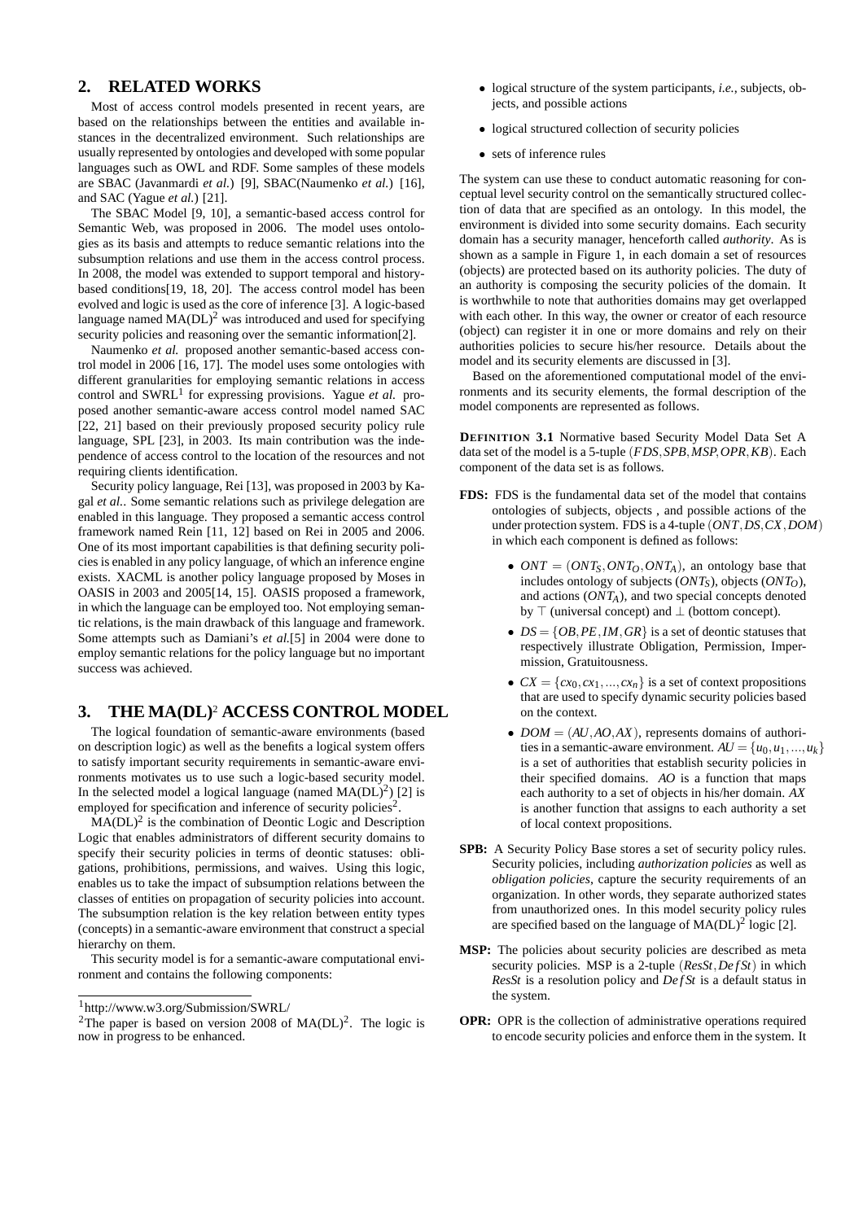## 2. RELATED WORKS

Most of access control models presented in recent years, are based on the relationships between the entities and available instances in the decentralized environment. Such relationships are usually represented by ontologies and developed with some popular languages such as OWL and RDF. Some samples of these models are SBAC (Javanmardi *et al.*) [9], SBAC(Naumenko *et al.*) [16], and SAC (Yague *et al.*) [21].

The SBAC Model [9, 10], a semantic-based access control for Semantic Web, was proposed in 2006. The model uses ontologies as its basis and attempts to reduce semantic relations into the subsumption relations and use them in the access control process. In 2008, the model was extended to support temporal and history-based conditions[19, 18, 20]. The access control model has been evolved and logic is used as the core of inference [3]. A logic-based language named $MA(DL)^2$ was introduced and used for specifying security policies and reasoning over the semantic information[2].

Naumenko *et al.* proposed another semantic-based access control model in 2006 [16, 17]. The model uses some ontologies with different granularities for employing semantic relations in access control and SWRL[1] for expressing provisions. Yague *et al.* proposed another semantic-aware access control model named SAC [22, 21] based on their previously proposed security policy rule language, SPL [23], in 2003. Its main contribution was the independence of access control to the location of the resources and not requiring clients identification.

Security policy language, Rei [13], was proposed in 2003 by Kagal *et al.*. Some semantic relations such as privilege delegation are enabled in this language. They proposed a semantic access control framework named Rein [11, 12] based on Rei in 2005 and 2006. One of its most important capabilities is that defining security policies is enabled in any policy language, of which an inference engine exists. XACML is another policy language proposed by Moses in OASIS in 2003 and 2005[14, 15]. OASIS proposed a framework, in which the language can be employed too. Not employing semantic relations, is the main drawback of this language and framework. Some attempts such as Damiani's *et al.*[5] in 2004 were done to employ semantic relations for the policy language but no important success was achieved.

## 3. THE $MA(DL)^2$ ACCESS CONTROL MODEL

The logical foundation of semantic-aware environments (based on description logic) as well as the benefits a logical system offers to satisfy important security requirements in semantic-aware environments motivates us to use such a logic-based security model. In the selected model a logical language (named $MA(DL)^2$) [2] is employed for specification and inference of security policies[2].

$MA(DL)^2$ is the combination of Deontic Logic and Description Logic that enables administrators of different security domains to specify their security policies in terms of deontic statuses: obligations, prohibitions, permissions, and waives. Using this logic, enables us to take the impact of subsumption relations between the classes of entities on propagation of security policies into account. The subsumption relation is the key relation between entity types (concepts) in a semantic-aware environment that construct a special hierarchy on them.

This security model is for a semantic-aware computational environment and contains the following components:

- logical structure of the system participants, *i.e.*, subjects, objects, and possible actions
- logical structured collection of security policies
- sets of inference rules

The system can use these to conduct automatic reasoning for conceptual level security control on the semantically structured collection of data that are specified as an ontology. In this model, the environment is divided into some security domains. Each security domain has a security manager, henceforth called *authority*. As is shown as a sample in Figure 1, in each domain a set of resources (objects) are protected based on its authority policies. The duty of an authority is composing the security policies of the domain. It is worthwhile to note that authorities domains may get overlapped with each other. In this way, the owner or creator of each resource (object) can register it in one or more domains and rely on their authorities policies to secure his/her resource. Details about the model and its security elements are discussed in [3].

Based on the aforementioned computational model of the environments and its security elements, the formal description of the model components are represented as follows.

**DEFINITION 3.1** Normative based Security Model Data Set A data set of the model is a 5-tuple $(FDS, SPB, MSP, OPR, KB)$. Each component of the data set is as follows.

**FDS:** FDS is the fundamental data set of the model that contains ontologies of subjects, objects , and possible actions of the under protection system. FDS is a 4-tuple $(ONT, DS, CX, DOM)$ in which each component is defined as follows:

- $ONT = (ONT_S, ONT_O, ONT_A)$, an ontology base that includes ontology of subjects ($ONT_S$), objects ($ONT_O$), and actions ($ONT_A$), and two special concepts denoted by $\top$ (universal concept) and $\bot$ (bottom concept).
- $DS = \{OB, PE, IM, GR\}$ is a set of deontic statuses that respectively illustrate Obligation, Permission, Impermission, Gratuitousness.
- $CX = \{cx_0, cx_1, ..., cx_n\}$ is a set of context propositions that are used to specify dynamic security policies based on the context.
- $DOM = (AU, AO, AX)$, represents domains of authorities in a semantic-aware environment. $AU = \{u_0, u_1, ..., u_k\}$ is a set of authorities that establish security policies in their specified domains. $AO$ is a function that maps each authority to a set of objects in his/her domain. $AX$ is another function that assigns to each authority a set of local context propositions.

**SPB:** A Security Policy Base stores a set of security policy rules. Security policies, including *authorization policies* as well as *obligation policies*, capture the security requirements of an organization. In other words, they separate authorized states from unauthorized ones. In this model security policy rules are specified based on the language of $MA(DL)^2$ logic [2].

**MSP:** The policies about security policies are described as meta security policies. MSP is a 2-tuple $(ResSt, DefSt)$ in which *ResSt* is a resolution policy and *DefSt* is a default status in the system.

**OPR:** OPR is the collection of administrative operations required to encode security policies and enforce them in the system. It

[1] http://www.w3.org/Submission/SWRL/

[2] The paper is based on version 2008 of $MA(DL)^2$. The logic is now in progress to be enhanced.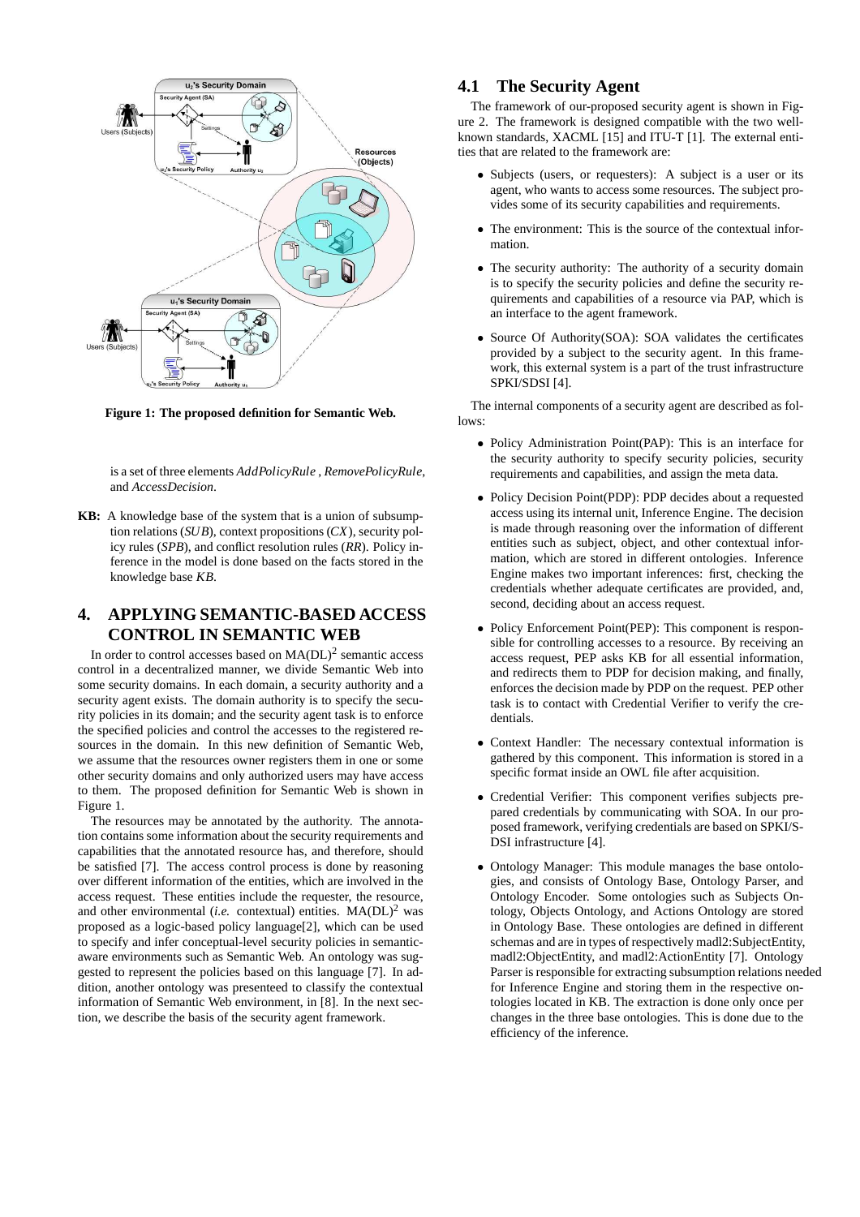**Figure 1: The proposed definition for Semantic Web.**

is a set of three elements *AddPolicyRule* , *RemovePolicyRule*, and *AccessDecision*.

**KB:** A knowledge base of the system that is a union of subsumption relations (*SUB*), context propositions (*CX*), security policy rules (*SPB*), and conflict resolution rules (*RR*). Policy inference in the model is done based on the facts stored in the knowledge base *KB*.

# 4. APPLYING SEMANTIC-BASED ACCESS CONTROL IN SEMANTIC WEB

In order to control accesses based on $MA(DL)^2$ semantic access control in a decentralized manner, we divide Semantic Web into some security domains. In each domain, a security authority and a security agent exists. The domain authority is to specify the security policies in its domain; and the security agent task is to enforce the specified policies and control the accesses to the registered resources in the domain. In this new definition of Semantic Web, we assume that the resources owner registers them in one or some other security domains and only authorized users may have access to them. The proposed definition for Semantic Web is shown in Figure 1.

The resources may be annotated by the authority. The annotation contains some information about the security requirements and capabilities that the annotated resource has, and therefore, should be satisfied [7]. The access control process is done by reasoning over different information of the entities, which are involved in the access request. These entities include the requester, the resource, and other environmental (*i.e.* contextual) entities. $MA(DL)^2$ was proposed as a logic-based policy language[2], which can be used to specify and infer conceptual-level security policies in semantic-aware environments such as Semantic Web. An ontology was suggested to represent the policies based on this language [7]. In addition, another ontology was presenteed to classify the contextual information of Semantic Web environment, in [8]. In the next section, we describe the basis of the security agent framework.

## 4.1 The Security Agent

The framework of our-proposed security agent is shown in Figure 2. The framework is designed compatible with the two well-known standards, XACML [15] and ITU-T [1]. The external entities that are related to the framework are:

- Subjects (users, or requesters): A subject is a user or its agent, who wants to access some resources. The subject provides some of its security capabilities and requirements.
- The environment: This is the source of the contextual information.
- The security authority: The authority of a security domain is to specify the security policies and define the security requirements and capabilities of a resource via PAP, which is an interface to the agent framework.
- Source Of Authority(SOA): SOA validates the certificates provided by a subject to the security agent. In this framework, this external system is a part of the trust infrastructure SPKI/SDSI [4].

The internal components of a security agent are described as follows:

- Policy Administration Point(PAP): This is an interface for the security authority to specify security policies, security requirements and capabilities, and assign the meta data.
- Policy Decision Point(PDP): PDP decides about a requested access using its internal unit, Inference Engine. The decision is made through reasoning over the information of different entities such as subject, object, and other contextual information, which are stored in different ontologies. Inference Engine makes two important inferences: first, checking the credentials whether adequate certificates are provided, and, second, deciding about an access request.
- Policy Enforcement Point(PEP): This component is responsible for controlling accesses to a resource. By receiving an access request, PEP asks KB for all essential information, and redirects them to PDP for decision making, and finally, enforces the decision made by PDP on the request. PEP other task is to contact with Credential Verifier to verify the credentials.
- Context Handler: The necessary contextual information is gathered by this component. This information is stored in a specific format inside an OWL file after acquisition.
- Credential Verifier: This component verifies subjects prepared credentials by communicating with SOA. In our proposed framework, verifying credentials are based on SPKI/SDSI infrastructure [4].
- Ontology Manager: This module manages the base ontologies, and consists of Ontology Base, Ontology Parser, and Ontology Encoder. Some ontologies such as Subjects Ontology, Objects Ontology, and Actions Ontology are stored in Ontology Base. These ontologies are defined in different schemas and are in types of respectively madl2:SubjectEntity, madl2:ObjectEntity, and madl2:ActionEntity [7]. Ontology Parser is responsible for extracting subsumption relations needed for Inference Engine and storing them in the respective ontologies located in KB. The extraction is done only once per changes in the three base ontologies. This is done due to the efficiency of the inference.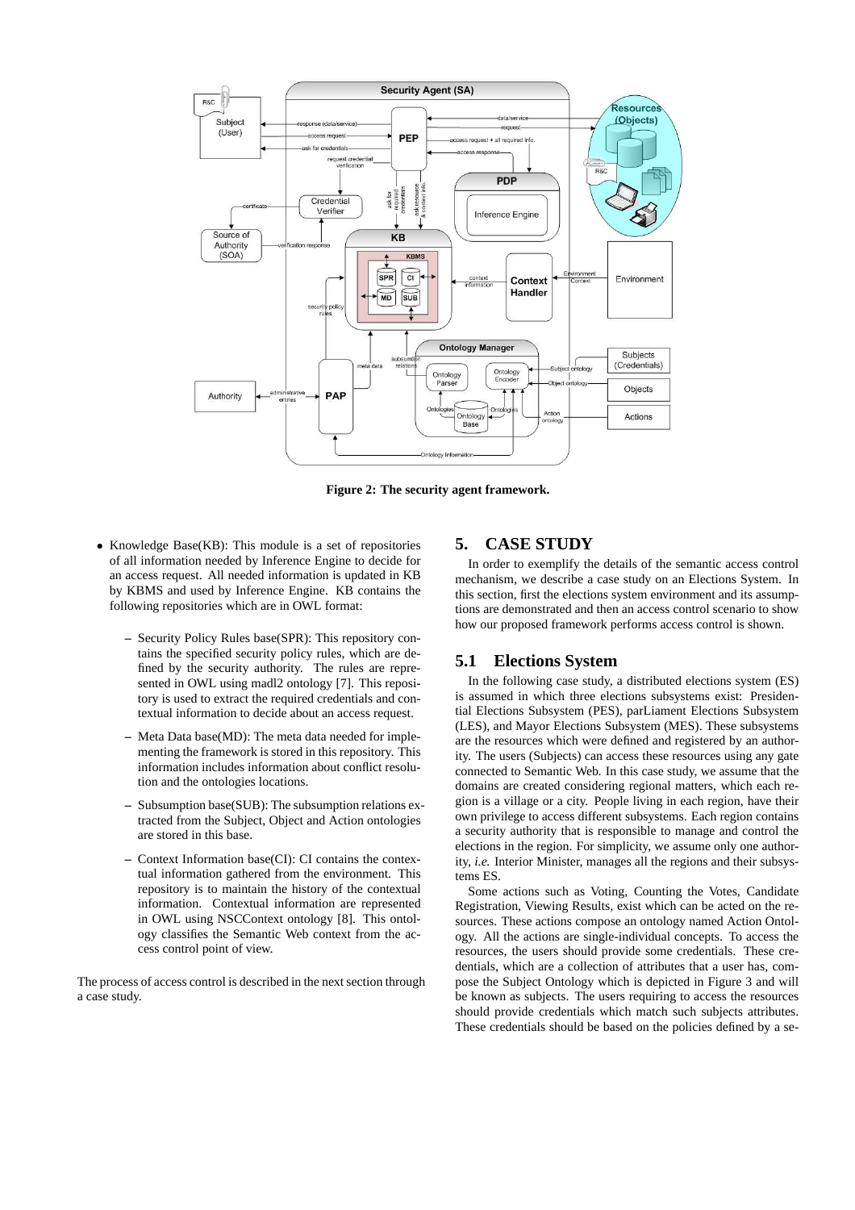Figure 2: The security agent framework.

- Knowledge Base(KB): This module is a set of repositories of all information needed by Inference Engine to decide for an access request. All needed information is updated in KB by KBMS and used by Inference Engine. KB contains the following repositories which are in OWL format:
  - Security Policy Rules base(SPR): This repository contains the specified security policy rules, which are defined by the security authority. The rules are represented in OWL using madl2 ontology [7]. This repository is used to extract the required credentials and contextual information to decide about an access request.
  - Meta Data base(MD): The meta data needed for implementing the framework is stored in this repository. This information includes information about conflict resolution and the ontologies locations.
  - Subsumption base(SUB): The subsumption relations extracted from the Subject, Object and Action ontologies are stored in this base.
  - Context Information base(CI): CI contains the contextual information gathered from the environment. This repository is to maintain the history of the contextual information. Contextual information are represented in OWL using NSCContext ontology [8]. This ontology classifies the Semantic Web context from the access control point of view.

The process of access control is described in the next section through a case study.

# 5. CASE STUDY

In order to exemplify the details of the semantic access control mechanism, we describe a case study on an Elections System. In this section, first the elections system environment and its assumptions are demonstrated and then an access control scenario to show how our proposed framework performs access control is shown.

## 5.1 Elections System

In the following case study, a distributed elections system (ES) is assumed in which three elections subsystems exist: Presidential Elections Subsystem (PES), parLiament Elections Subsystem (LES), and Mayor Elections Subsystem (MES). These subsystems are the resources which were defined and registered by an authority. The users (Subjects) can access these resources using any gate connected to Semantic Web. In this case study, we assume that the domains are created considering regional matters, which each region is a village or a city. People living in each region, have their own privilege to access different subsystems. Each region contains a security authority that is responsible to manage and control the elections in the region. For simplicity, we assume only one authority, *i.e.* Interior Minister, manages all the regions and their subsystems ES.

Some actions such as Voting, Counting the Votes, Candidate Registration, Viewing Results, exist which can be acted on the resources. These actions compose an ontology named Action Ontology. All the actions are single-individual concepts. To access the resources, the users should provide some credentials. These credentials, which are a collection of attributes that a user has, compose the Subject Ontology which is depicted in Figure 3 and will be known as subjects. The users requiring to access the resources should provide credentials which match such subjects attributes. These credentials should be based on the policies defined by a se-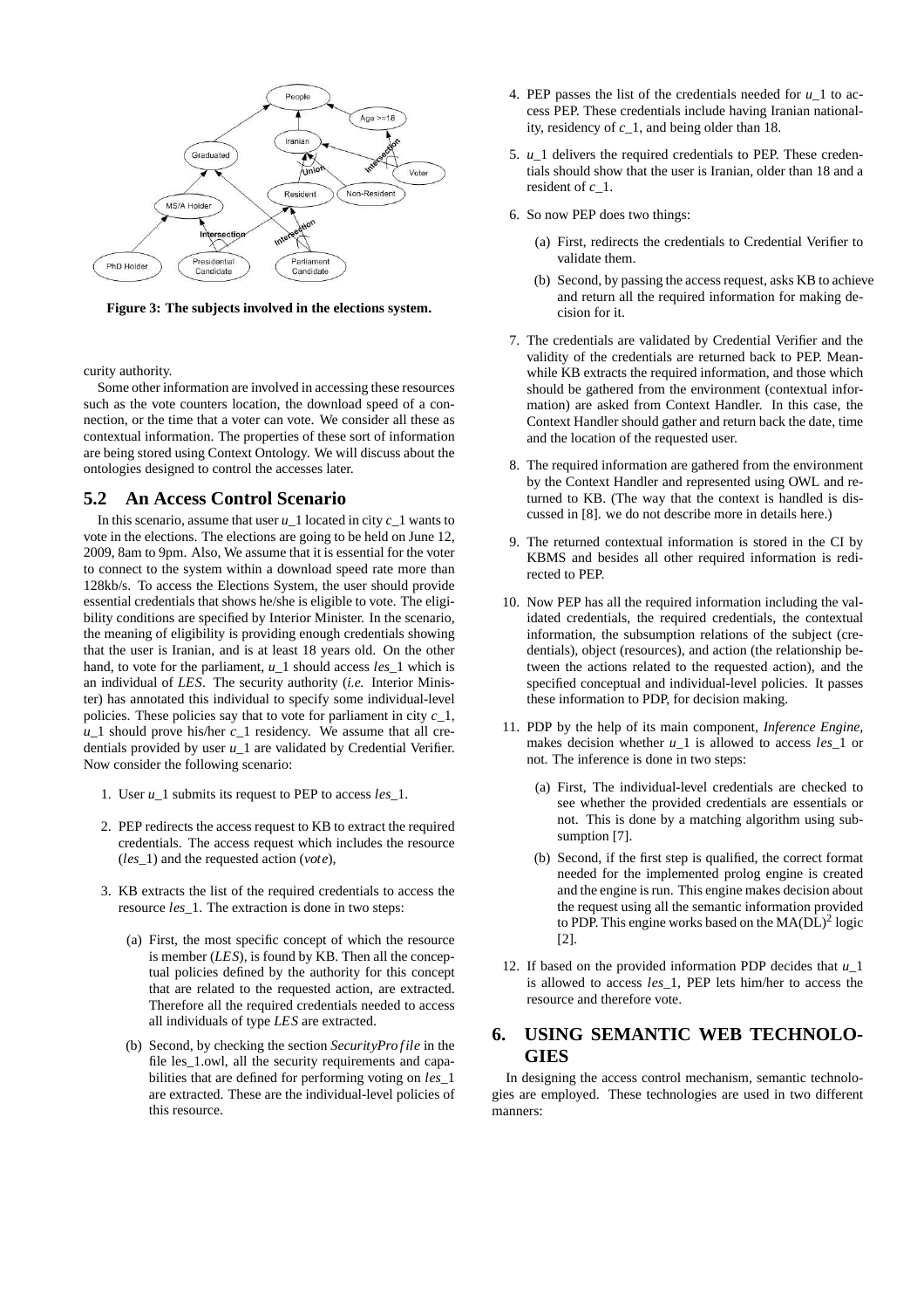Figure 3: The subjects involved in the elections system.

curity authority.

Some other information are involved in accessing these resources such as the vote counters location, the download speed of a connection, or the time that a voter can vote. We consider all these as contextual information. The properties of these sort of information are being stored using Context Ontology. We will discuss about the ontologies designed to control the accesses later.

## 5.2 An Access Control Scenario

In this scenario, assume that user $u\_1$ located in city $c\_1$ wants to vote in the elections. The elections are going to be held on June 12, 2009, 8am to 9pm. Also, We assume that it is essential for the voter to connect to the system within a download speed rate more than 128kb/s. To access the Elections System, the user should provide essential credentials that shows he/she is eligible to vote. The eligibility conditions are specified by Interior Minister. In the scenario, the meaning of eligibility is providing enough credentials showing that the user is Iranian, and is at least 18 years old. On the other hand, to vote for the parliament, $u\_1$ should access $les\_1$ which is an individual of *LES*. The security authority (*i.e.* Interior Minister) has annotated this individual to specify some individual-level policies. These policies say that to vote for parliament in city $c\_1$, $u\_1$ should prove his/her $c\_1$ residency. We assume that all credentials provided by user $u\_1$ are validated by Credential Verifier. Now consider the following scenario:

1. User $u\_1$ submits its request to PEP to access $les\_1$.
2. PEP redirects the access request to KB to extract the required credentials. The access request which includes the resource ($les\_1$) and the requested action (*vote*),
3. KB extracts the list of the required credentials to access the resource $les\_1$. The extraction is done in two steps:
   (a) First, the most specific concept of which the resource is member (*LES*), is found by KB. Then all the conceptual policies defined by the authority for this concept that are related to the requested action, are extracted. Therefore all the required credentials needed to access all individuals of type *LES* are extracted.
   (b) Second, by checking the section $SecurityProfile$ in the file les_1.owl, all the security requirements and capabilities that are defined for performing voting on $les\_1$ are extracted. These are the individual-level policies of this resource.
4. PEP passes the list of the credentials needed for $u\_1$ to access PEP. These credentials include having Iranian nationality, residency of $c\_1$, and being older than 18.
5. $u\_1$ delivers the required credentials to PEP. These credentials should show that the user is Iranian, older than 18 and a resident of $c\_1$.
6. So now PEP does two things:
   (a) First, redirects the credentials to Credential Verifier to validate them.
   (b) Second, by passing the access request, asks KB to achieve and return all the required information for making decision for it.
7. The credentials are validated by Credential Verifier and the validity of the credentials are returned back to PEP. Meanwhile KB extracts the required information, and those which should be gathered from the environment (contextual information) are asked from Context Handler. In this case, the Context Handler should gather and return back the date, time and the location of the requested user.
8. The required information are gathered from the environment by the Context Handler and represented using OWL and returned to KB. (The way that the context is handled is discussed in [8]. we do not describe more in details here.)
9. The returned contextual information is stored in the CI by KBMS and besides all other required information is redirected to PEP.
10. Now PEP has all the required information including the validated credentials, the required credentials, the contextual information, the subsumption relations of the subject (credentials), object (resources), and action (the relationship between the actions related to the requested action), and the specified conceptual and individual-level policies. It passes these information to PDP, for decision making.
11. PDP by the help of its main component, *Inference Engine*, makes decision whether $u\_1$ is allowed to access $les\_1$ or not. The inference is done in two steps:
    (a) First, The individual-level credentials are checked to see whether the provided credentials are essentials or not. This is done by a matching algorithm using subsumption [7].
    (b) Second, if the first step is qualified, the correct format needed for the implemented prolog engine is created and the engine is run. This engine makes decision about the request using all the semantic information provided to PDP. This engine works based on the $MA(DL)^2$ logic [2].
12. If based on the provided information PDP decides that $u\_1$ is allowed to access $les\_1$, PEP lets him/her to access the resource and therefore vote.

# 6. USING SEMANTIC WEB TECHNOLOGIES

In designing the access control mechanism, semantic technologies are employed. These technologies are used in two different manners: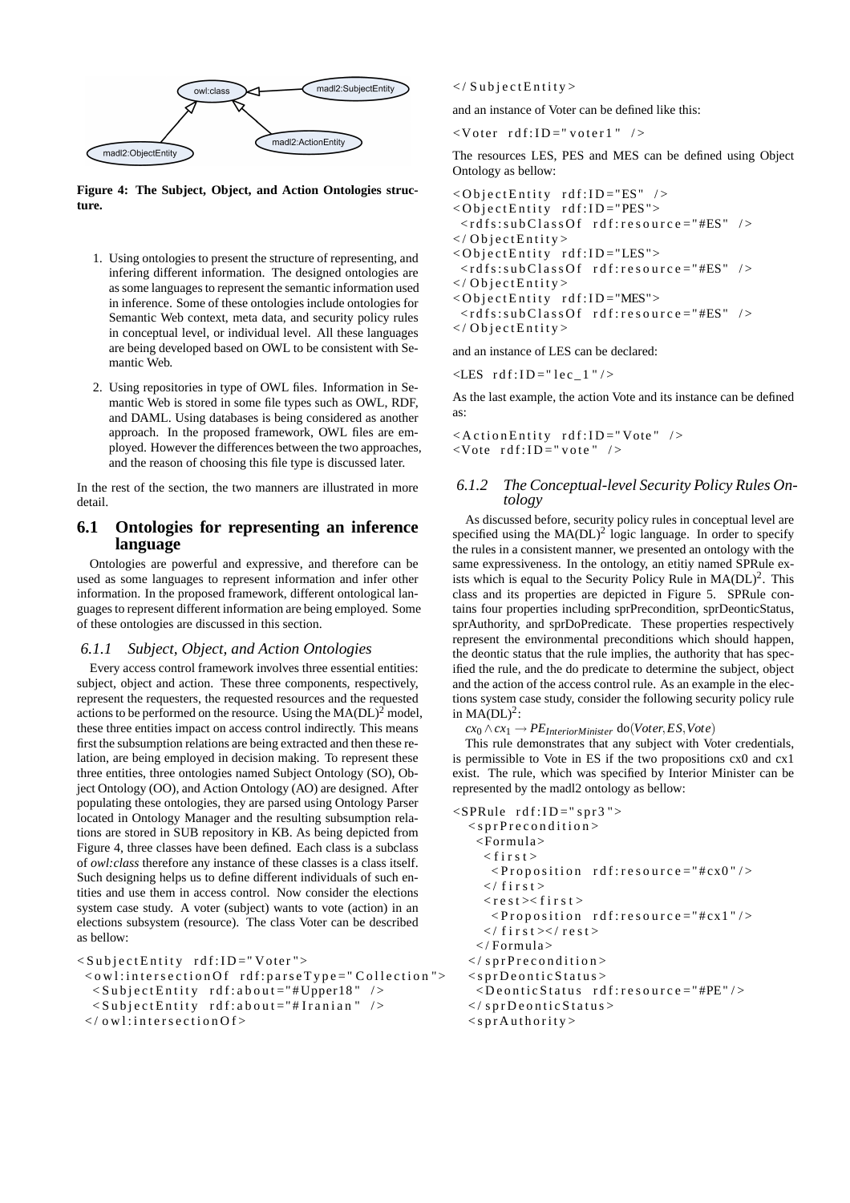Figure 4: The Subject, Object, and Action Ontologies structure.

1. Using ontologies to present the structure of representing, and infering different information. The designed ontologies are as some languages to represent the semantic information used in inference. Some of these ontologies include ontologies for Semantic Web context, meta data, and security policy rules in conceptual level, or individual level. All these languages are being developed based on OWL to be consistent with Semantic Web.

2. Using repositories in type of OWL files. Information in Semantic Web is stored in some file types such as OWL, RDF, and DAML. Using databases is being considered as another approach. In the proposed framework, OWL files are employed. However the differences between the two approaches, and the reason of choosing this file type is discussed later.

In the rest of the section, the two manners are illustrated in more detail.

## 6.1 Ontologies for representing an inference language

Ontologies are powerful and expressive, and therefore can be used as some languages to represent information and infer other information. In the proposed framework, different ontological languages to represent different information are being employed. Some of these ontologies are discussed in this section.

### 6.1.1 Subject, Object, and Action Ontologies

Every access control framework involves three essential entities: subject, object and action. These three components, respectively, represent the requesters, the requested resources and the requested actions to be performed on the resource. Using the MA(DL)$^2$ model, these three entities impact on access control indirectly. This means first the subsumption relations are being extracted and then these relation, are being employed in decision making. To represent these three entities, three ontologies named Subject Ontology (SO), Object Ontology (OO), and Action Ontology (AO) are designed. After populating these ontologies, they are parsed using Ontology Parser located in Ontology Manager and the resulting subsumption relations are stored in SUB repository in KB. As being depicted from Figure 4, three classes have been defined. Each class is a subclass of *owl:class* therefore any instance of these classes is a class itself. Such designing helps us to define different individuals of such entities and use them in access control. Now consider the elections system case study. A voter (subject) wants to vote (action) in an elections subsystem (resource). The class Voter can be described as bellow:

```
<SubjectEntity rdf:ID="Voter">
 <owl:intersectionOf rdf:parseType="Collection">
  <SubjectEntity rdf:about="#Upper18" />
  <SubjectEntity rdf:about="#Iranian" />
 </owl:intersectionOf>
</SubjectEntity>
```

and an instance of Voter can be defined like this:

```
<Voter rdf:ID="voter1" />
```

The resources LES, PES and MES can be defined using Object Ontology as bellow:

```
<ObjectEntity rdf:ID="ES" />
<ObjectEntity rdf:ID="PES">
 <rdfs:subClassOf rdf:resource="#ES" />
</ObjectEntity>
<ObjectEntity rdf:ID="LES">
 <rdfs:subClassOf rdf:resource="#ES" />
</ObjectEntity>
<ObjectEntity rdf:ID="MES">
 <rdfs:subClassOf rdf:resource="#ES" />
</ObjectEntity>
```

and an instance of LES can be declared:

```
<LES rdf:ID="lec_1"/>
```

As the last example, the action Vote and its instance can be defined as:

```
<ActionEntity rdf:ID="Vote" />
<Vote rdf:ID="vote" />
```

### 6.1.2 The Conceptual-level Security Policy Rules Ontology

As discussed before, security policy rules in conceptual level are specified using the MA(DL)$^2$ logic language. In order to specify the rules in a consistent manner, we presented an ontology with the same expressiveness. In the ontology, an etitiy named SPRule exists which is equal to the Security Policy Rule in MA(DL)$^2$. This class and its properties are depicted in Figure 5. SPRule contains four properties including sprPrecondition, sprDeonticStatus, sprAuthority, and sprDoPredicate. These properties respectively represent the environmental preconditions which should happen, the deontic status that the rule implies, the authority that has specified the rule, and the do predicate to determine the subject, object and the action of the access control rule. As an example in the elections system case study, consider the following security policy rule in MA(DL)$^2$:

$cx_0 \wedge cx_1 \rightarrow PE_{InteriorMinister}\ \mathrm{do}(Voter, ES, Vote)$

This rule demonstrates that any subject with Voter credentials, is permissible to Vote in ES if the two propositions cx0 and cx1 exist. The rule, which was specified by Interior Minister can be represented by the madl2 ontology as bellow:

```
<SPRule rdf:ID="spr3">
  <sprPrecondition>
   <Formula>
    <first>
     <Proposition rdf:resource="#cx0"/>
    </first>
    <rest><first>
     <Proposition rdf:resource="#cx1"/>
    </first></rest>
   </Formula>
  </sprPrecondition>
  <sprDeonticStatus>
   <DeonticStatus rdf:resource="#PE"/>
  </sprDeonticStatus>
  <sprAuthority>
```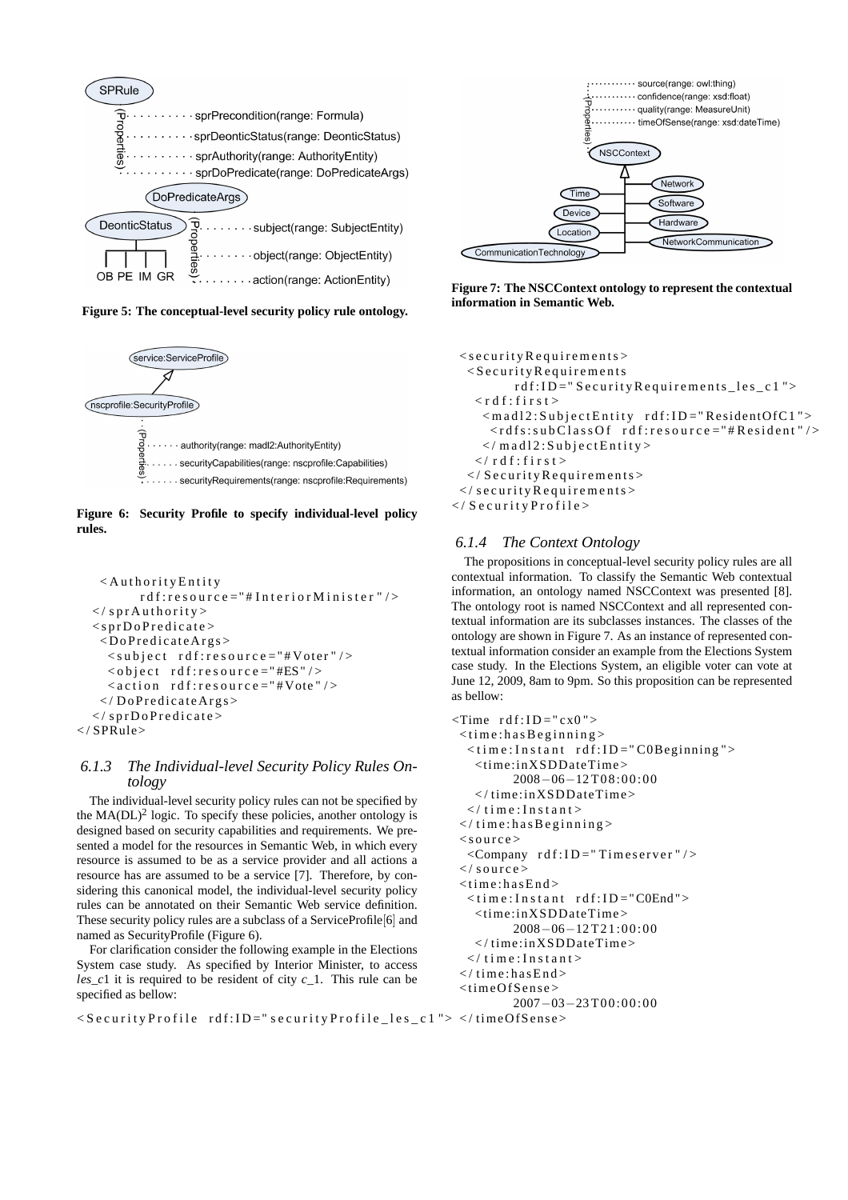Figure 5: The conceptual-level security policy rule ontology.

Figure 6: Security Profile to specify individual-level policy rules.

```
  <AuthorityEntity
        rdf:resource="#InteriorMinister"/>
 </sprAuthority>
 <sprDoPredicate>
  <DoPredicateArgs>
   <subject rdf:resource="#Voter"/>
   <object rdf:resource="#ES"/>
   <action rdf:resource="#Vote"/>
  </DoPredicateArgs>
 </sprDoPredicate>
</SPRule>
```

### 6.1.3 The Individual-level Security Policy Rules Ontology

The individual-level security policy rules can not be specified by the MA(DL)$^2$ logic. To specify these policies, another ontology is designed based on security capabilities and requirements. We presented a model for the resources in Semantic Web, in which every resource is assumed to be as a service provider and all actions a resource has are assumed to be a service [7]. Therefore, by considering this canonical model, the individual-level security policy rules can be annotated on their Semantic Web service definition. These security policy rules are a subclass of a ServiceProfile[6] and named as SecurityProfile (Figure 6).

For clarification consider the following example in the Elections System case study. As specified by Interior Minister, to access *les_c1* it is required to be resident of city *c_1*. This rule can be specified as bellow:

```
<SecurityProfile rdf:ID="securityProfile_les_c1">
 <securityRequirements>
  <SecurityRequirements
        rdf:ID="SecurityRequirements_les_c1">
   <rdf:first>
    <madl2:SubjectEntity rdf:ID="ResidentOfC1">
     <rdfs:subClassOf rdf:resource="#Resident"/>
    </madl2:SubjectEntity>
   </rdf:first>
  </SecurityRequirements>
 </securityRequirements>
</SecurityProfile>
```

Figure 7: The NSCContext ontology to represent the contextual information in Semantic Web.

### 6.1.4 The Context Ontology

The propositions in conceptual-level security policy rules are all contextual information. To classify the Semantic Web contextual information, an ontology named NSCContext was presented [8]. The ontology root is named NSCContext and all represented contextual information are its subclasses instances. The classes of the ontology are shown in Figure 7. As an instance of represented contextual information consider an example from the Elections System case study. In the Elections System, an eligible voter can vote at June 12, 2009, 8am to 9pm. So this proposition can be represented as bellow:

```
<Time rdf:ID="cx0">
 <time:hasBeginning>
  <time:Instant rdf:ID="C0Beginning">
   <time:inXSDDateTime>
        2008-06-12T08:00:00
   </time:inXSDDateTime>
  </time:Instant>
 </time:hasBeginning>
 <source>
  <Company rdf:ID="Timeserver"/>
 </source>
 <time:hasEnd>
  <time:Instant rdf:ID="C0End">
   <time:inXSDDateTime>
        2008-06-12T21:00:00
   </time:inXSDDateTime>
  </time:Instant>
 </time:hasEnd>
 <timeOfSense>
        2007-03-23T00:00:00
</timeOfSense>
```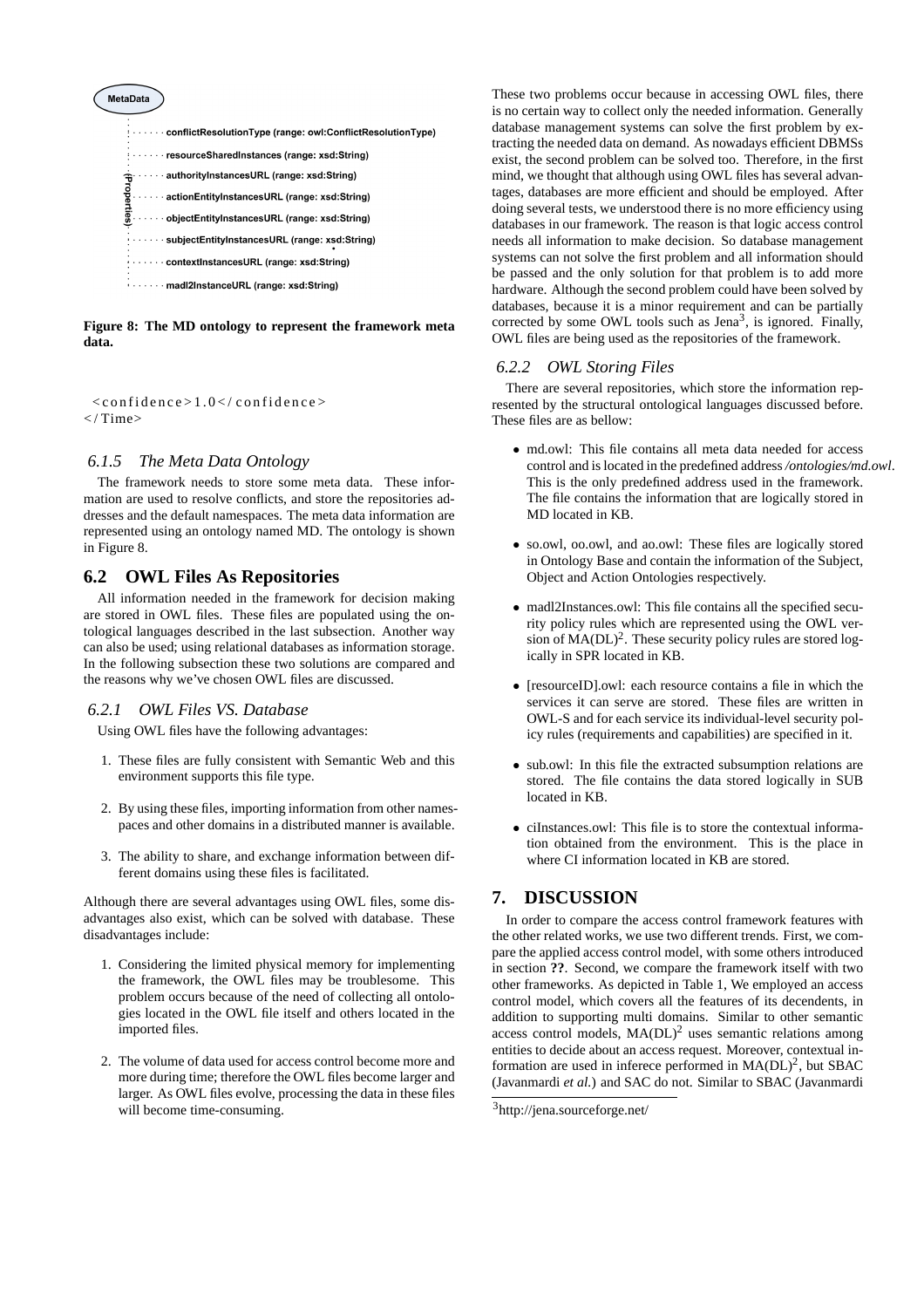MetaData

- conflictResolutionType (range: owl:ConflictResolutionType)
- resourceSharedInstances (range: xsd:String)
- authorityInstancesURL (range: xsd:String)
- actionEntityInstancesURL (range: xsd:String)
- objectEntityInstancesURL (range: xsd:String)
- subjectEntityInstancesURL (range: xsd:String)
- contextInstancesURL (range: xsd:String)
- madl2InstanceURL (range: xsd:String)

(Properties)

**Figure 8: The MD ontology to represent the framework meta data.**

```
<confidence>1.0</confidence>
</Time>
```

### *6.1.5 The Meta Data Ontology*

The framework needs to store some meta data. These information are used to resolve conflicts, and store the repositories addresses and the default namespaces. The meta data information are represented using an ontology named MD. The ontology is shown in Figure 8.

## 6.2 OWL Files As Repositories

All information needed in the framework for decision making are stored in OWL files. These files are populated using the ontological languages described in the last subsection. Another way can also be used; using relational databases as information storage. In the following subsection these two solutions are compared and the reasons why we've chosen OWL files are discussed.

### *6.2.1 OWL Files VS. Database*

Using OWL files have the following advantages:

1. These files are fully consistent with Semantic Web and this environment supports this file type.
2. By using these files, importing information from other namespaces and other domains in a distributed manner is available.
3. The ability to share, and exchange information between different domains using these files is facilitated.

Although there are several advantages using OWL files, some disadvantages also exist, which can be solved with database. These disadvantages include:

1. Considering the limited physical memory for implementing the framework, the OWL files may be troublesome. This problem occurs because of the need of collecting all ontologies located in the OWL file itself and others located in the imported files.
2. The volume of data used for access control become more and more during time; therefore the OWL files become larger and larger. As OWL files evolve, processing the data in these files will become time-consuming.

These two problems occur because in accessing OWL files, there is no certain way to collect only the needed information. Generally database management systems can solve the first problem by extracting the needed data on demand. As nowadays efficient DBMSs exist, the second problem can be solved too. Therefore, in the first mind, we thought that although using OWL files has several advantages, databases are more efficient and should be employed. After doing several tests, we understood there is no more efficiency using databases in our framework. The reason is that logic access control needs all information to make decision. So database management systems can not solve the first problem and all information should be passed and the only solution for that problem is to add more hardware. Although the second problem could have been solved by databases, because it is a minor requirement and can be partially corrected by some OWL tools such as Jena[3], is ignored. Finally, OWL files are being used as the repositories of the framework.

### *6.2.2 OWL Storing Files*

There are several repositories, which store the information represented by the structural ontological languages discussed before. These files are as bellow:

- md.owl: This file contains all meta data needed for access control and is located in the predefined address */ontologies/md.owl*. This is the only predefined address used in the framework. The file contains the information that are logically stored in MD located in KB.
- so.owl, oo.owl, and ao.owl: These files are logically stored in Ontology Base and contain the information of the Subject, Object and Action Ontologies respectively.
- madl2Instances.owl: This file contains all the specified security policy rules which are represented using the OWL version of $MA(DL)^2$. These security policy rules are stored logically in SPR located in KB.
- [resourceID].owl: each resource contains a file in which the services it can serve are stored. These files are written in OWL-S and for each service its individual-level security policy rules (requirements and capabilities) are specified in it.
- sub.owl: In this file the extracted subsumption relations are stored. The file contains the data stored logically in SUB located in KB.
- ciInstances.owl: This file is to store the contextual information obtained from the environment. This is the place in where CI information located in KB are stored.

# 7. DISCUSSION

In order to compare the access control framework features with the other related works, we use two different trends. First, we compare the applied access control model, with some others introduced in section **??**. Second, we compare the framework itself with two other frameworks. As depicted in Table 1, We employed an access control model, which covers all the features of its decendents, in addition to supporting multi domains. Similar to other semantic access control models, $MA(DL)^2$ uses semantic relations among entities to decide about an access request. Moreover, contextual information are used in inferece performed in $MA(DL)^2$, but SBAC (Javanmardi *et al.*) and SAC do not. Similar to SBAC (Javanmardi

[3]http://jena.sourceforge.net/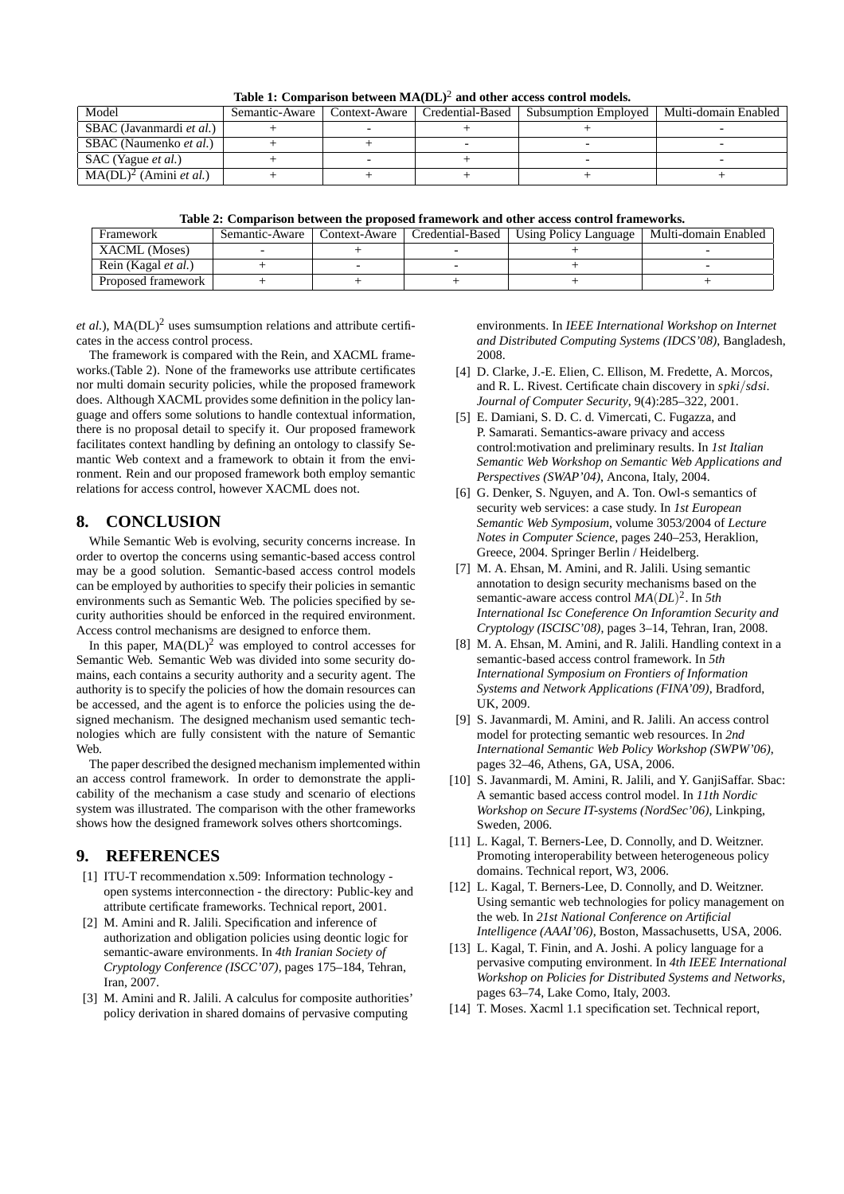**Table 1: Comparison between MA(DL)$^2$ and other access control models.**

| Model | Semantic-Aware | Context-Aware | Credential-Based | Subsumption Employed | Multi-domain Enabled |
|---|---|---|---|---|---|
| SBAC (Javanmardi *et al.*) | + | - | + | + | - |
| SBAC (Naumenko *et al.*) | + | + | - | - | - |
| SAC (Yague *et al.*) | + | - | + | - | - |
| MA(DL)$^2$ (Amini *et al.*) | + | + | + | + | + |

**Table 2: Comparison between the proposed framework and other access control frameworks.**

| Framework | Semantic-Aware | Context-Aware | Credential-Based | Using Policy Language | Multi-domain Enabled |
|---|---|---|---|---|---|
| XACML (Moses) | - | + | - | + | - |
| Rein (Kagal *et al.*) | + | - | - | + | - |
| Proposed framework | + | + | + | + | + |

*et al.*), MA(DL)$^2$ uses sumsumption relations and attribute certificates in the access control process.

The framework is compared with the Rein, and XACML frameworks.(Table 2). None of the frameworks use attribute certificates nor multi domain security policies, while the proposed framework does. Although XACML provides some definition in the policy language and offers some solutions to handle contextual information, there is no proposal detail to specify it. Our proposed framework facilitates context handling by defining an ontology to classify Semantic Web context and a framework to obtain it from the environment. Rein and our proposed framework both employ semantic relations for access control, however XACML does not.

## 8. CONCLUSION

While Semantic Web is evolving, security concerns increase. In order to overtop the concerns using semantic-based access control may be a good solution. Semantic-based access control models can be employed by authorities to specify their policies in semantic environments such as Semantic Web. The policies specified by security authorities should be enforced in the required environment. Access control mechanisms are designed to enforce them.

In this paper, MA(DL)$^2$ was employed to control accesses for Semantic Web. Semantic Web was divided into some security domains, each contains a security authority and a security agent. The authority is to specify the policies of how the domain resources can be accessed, and the agent is to enforce the policies using the designed mechanism. The designed mechanism used semantic technologies which are fully consistent with the nature of Semantic Web.

The paper described the designed mechanism implemented within an access control framework. In order to demonstrate the applicability of the mechanism a case study and scenario of elections system was illustrated. The comparison with the other frameworks shows how the designed framework solves others shortcomings.

## 9. REFERENCES

[1] ITU-T recommendation x.509: Information technology - open systems interconnection - the directory: Public-key and attribute certificate frameworks. Technical report, 2001.

[2] M. Amini and R. Jalili. Specification and inference of authorization and obligation policies using deontic logic for semantic-aware environments. In *4th Iranian Society of Cryptology Conference (ISCC'07)*, pages 175–184, Tehran, Iran, 2007.

[3] M. Amini and R. Jalili. A calculus for composite authorities' policy derivation in shared domains of pervasive computing environments. In *IEEE International Workshop on Internet and Distributed Computing Systems (IDCS'08)*, Bangladesh, 2008.

[4] D. Clarke, J.-E. Elien, C. Ellison, M. Fredette, A. Morcos, and R. L. Rivest. Certificate chain discovery in *spki/sdsi*. *Journal of Computer Security*, 9(4):285–322, 2001.

[5] E. Damiani, S. D. C. d. Vimercati, C. Fugazza, and P. Samarati. Semantics-aware privacy and access control:motivation and preliminary results. In *1st Italian Semantic Web Workshop on Semantic Web Applications and Perspectives (SWAP'04)*, Ancona, Italy, 2004.

[6] G. Denker, S. Nguyen, and A. Ton. Owl-s semantics of security web services: a case study. In *1st European Semantic Web Symposium*, volume 3053/2004 of *Lecture Notes in Computer Science*, pages 240–253, Heraklion, Greece, 2004. Springer Berlin / Heidelberg.

[7] M. A. Ehsan, M. Amini, and R. Jalili. Using semantic annotation to design security mechanisms based on the semantic-aware access control $MA(DL)^2$. In *5th International Isc Coneference On Inforamtion Security and Cryptology (ISCISC'08)*, pages 3–14, Tehran, Iran, 2008.

[8] M. A. Ehsan, M. Amini, and R. Jalili. Handling context in a semantic-based access control framework. In *5th International Symposium on Frontiers of Information Systems and Network Applications (FINA'09)*, Bradford, UK, 2009.

[9] S. Javanmardi, M. Amini, and R. Jalili. An access control model for protecting semantic web resources. In *2nd International Semantic Web Policy Workshop (SWPW'06)*, pages 32–46, Athens, GA, USA, 2006.

[10] S. Javanmardi, M. Amini, R. Jalili, and Y. GanjiSaffar. Sbac: A semantic based access control model. In *11th Nordic Workshop on Secure IT-systems (NordSec'06)*, Linkping, Sweden, 2006.

[11] L. Kagal, T. Berners-Lee, D. Connolly, and D. Weitzner. Promoting interoperability between heterogeneous policy domains. Technical report, W3, 2006.

[12] L. Kagal, T. Berners-Lee, D. Connolly, and D. Weitzner. Using semantic web technologies for policy management on the web. In *21st National Conference on Artificial Intelligence (AAAI'06)*, Boston, Massachusetts, USA, 2006.

[13] L. Kagal, T. Finin, and A. Joshi. A policy language for a pervasive computing environment. In *4th IEEE International Workshop on Policies for Distributed Systems and Networks*, pages 63–74, Lake Como, Italy, 2003.

[14] T. Moses. Xacml 1.1 specification set. Technical report,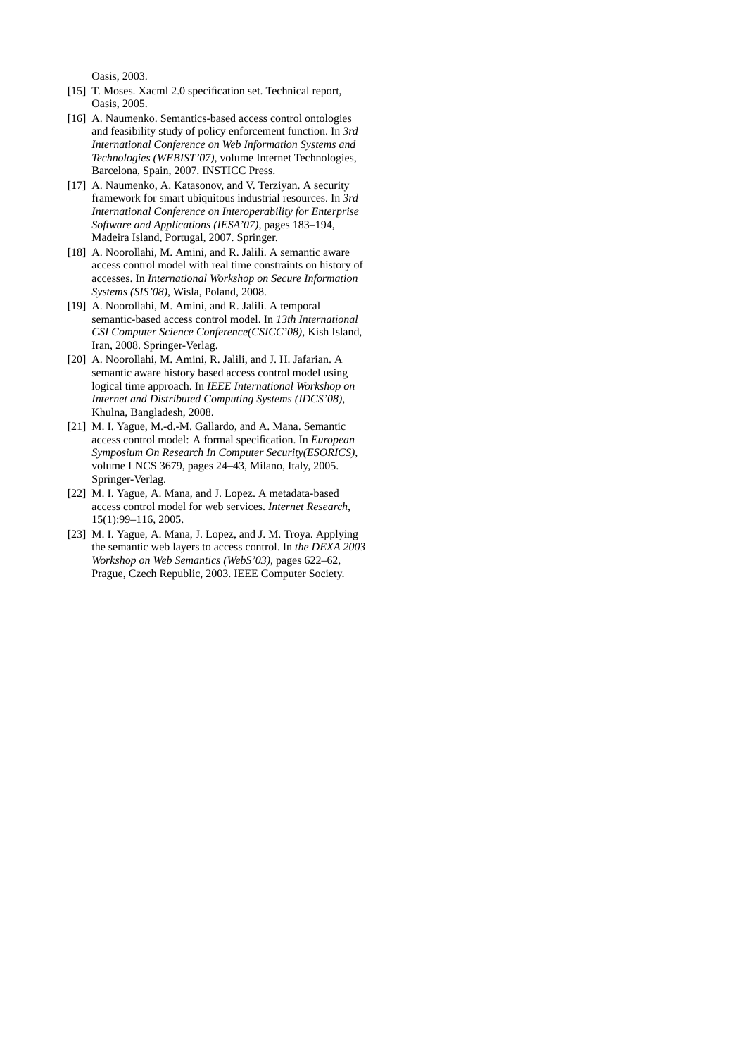Oasis, 2003.

[15] T. Moses. Xacml 2.0 specification set. Technical report, Oasis, 2005.

[16] A. Naumenko. Semantics-based access control ontologies and feasibility study of policy enforcement function. In *3rd International Conference on Web Information Systems and Technologies (WEBIST'07)*, volume Internet Technologies, Barcelona, Spain, 2007. INSTICC Press.

[17] A. Naumenko, A. Katasonov, and V. Terziyan. A security framework for smart ubiquitous industrial resources. In *3rd International Conference on Interoperability for Enterprise Software and Applications (IESA'07)*, pages 183–194, Madeira Island, Portugal, 2007. Springer.

[18] A. Noorollahi, M. Amini, and R. Jalili. A semantic aware access control model with real time constraints on history of accesses. In *International Workshop on Secure Information Systems (SIS'08)*, Wisla, Poland, 2008.

[19] A. Noorollahi, M. Amini, and R. Jalili. A temporal semantic-based access control model. In *13th International CSI Computer Science Conference(CSICC'08)*, Kish Island, Iran, 2008. Springer-Verlag.

[20] A. Noorollahi, M. Amini, R. Jalili, and J. H. Jafarian. A semantic aware history based access control model using logical time approach. In *IEEE International Workshop on Internet and Distributed Computing Systems (IDCS'08)*, Khulna, Bangladesh, 2008.

[21] M. I. Yague, M.-d.-M. Gallardo, and A. Mana. Semantic access control model: A formal specification. In *European Symposium On Research In Computer Security(ESORICS)*, volume LNCS 3679, pages 24–43, Milano, Italy, 2005. Springer-Verlag.

[22] M. I. Yague, A. Mana, and J. Lopez. A metadata-based access control model for web services. *Internet Research*, 15(1):99–116, 2005.

[23] M. I. Yague, A. Mana, J. Lopez, and J. M. Troya. Applying the semantic web layers to access control. In *the DEXA 2003 Workshop on Web Semantics (WebS'03)*, pages 622–62, Prague, Czech Republic, 2003. IEEE Computer Society.